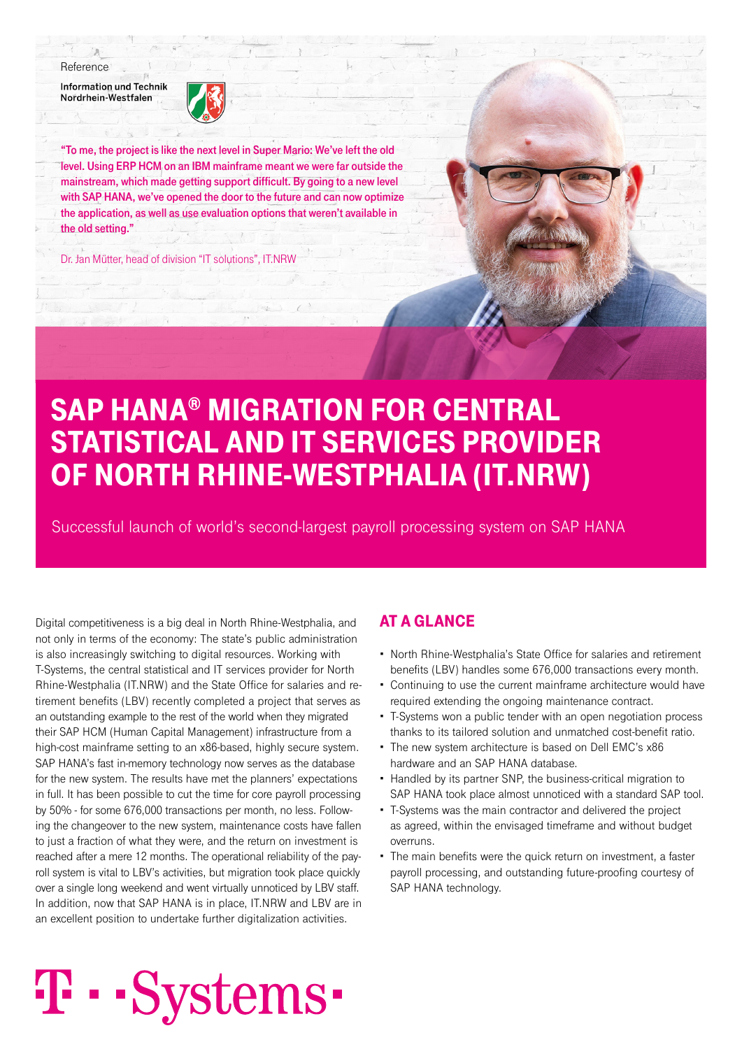Reference

Information und Technik Nordrhein-Westfalen

**"To me, the project is like the next level in Super Mario: We've left the old level. Using ERP HCM on an IBM mainframe meant we were far outside the mainstream, which made getting support difficult. By going to a new level with SAP HANA, we've opened the door to the future and can now optimize the application, as well as use evaluation options that weren't available in the old setting."**

Dr. Jan Mütter, head of division "IT solutions", IT.NRW

# SAP HANA® MIGRATION FOR CENTRAL STATISTICAL AND IT SERVICES PROVIDER OF NORTH RHINE-WESTPHALIA (IT.NRW)

Successful launch of world's second-largest payroll processing system on SAP HANA

Digital competitiveness is a big deal in North Rhine-Westphalia, and not only in terms of the economy: The state's public administration is also increasingly switching to digital resources. Working with T-Systems, the central statistical and IT services provider for North Rhine-Westphalia (IT.NRW) and the State Office for salaries and retirement benefits (LBV) recently completed a project that serves as an outstanding example to the rest of the world when they migrated their SAP HCM (Human Capital Management) infrastructure from a high-cost mainframe setting to an x86-based, highly secure system. SAP HANA's fast in-memory technology now serves as the database for the new system. The results have met the planners' expectations in full. It has been possible to cut the time for core payroll processing by 50% - for some 676,000 transactions per month, no less. Following the changeover to the new system, maintenance costs have fallen to just a fraction of what they were, and the return on investment is reached after a mere 12 months. The operational reliability of the payroll system is vital to LBV's activities, but migration took place quickly over a single long weekend and went virtually unnoticed by LBV staff. In addition, now that SAP HANA is in place, IT.NRW and LBV are in an excellent position to undertake further digitalization activities.

## AT A GLANCE

- North Rhine-Westphalia's State Office for salaries and retirement benefits (LBV) handles some 676,000 transactions every month.
- Continuing to use the current mainframe architecture would have required extending the ongoing maintenance contract.
- T-Systems won a public tender with an open negotiation process thanks to its tailored solution and unmatched cost-benefit ratio.
- The new system architecture is based on Dell EMC's x86 hardware and an SAP HANA database.
- Handled by its partner SNP, the business-critical migration to SAP HANA took place almost unnoticed with a standard SAP tool.
- T-Systems was the main contractor and delivered the project as agreed, within the envisaged timeframe and without budget overruns.
- The main benefits were the quick return on investment, a faster payroll processing, and outstanding future-proofing courtesy of SAP HANA technology.

T-Systems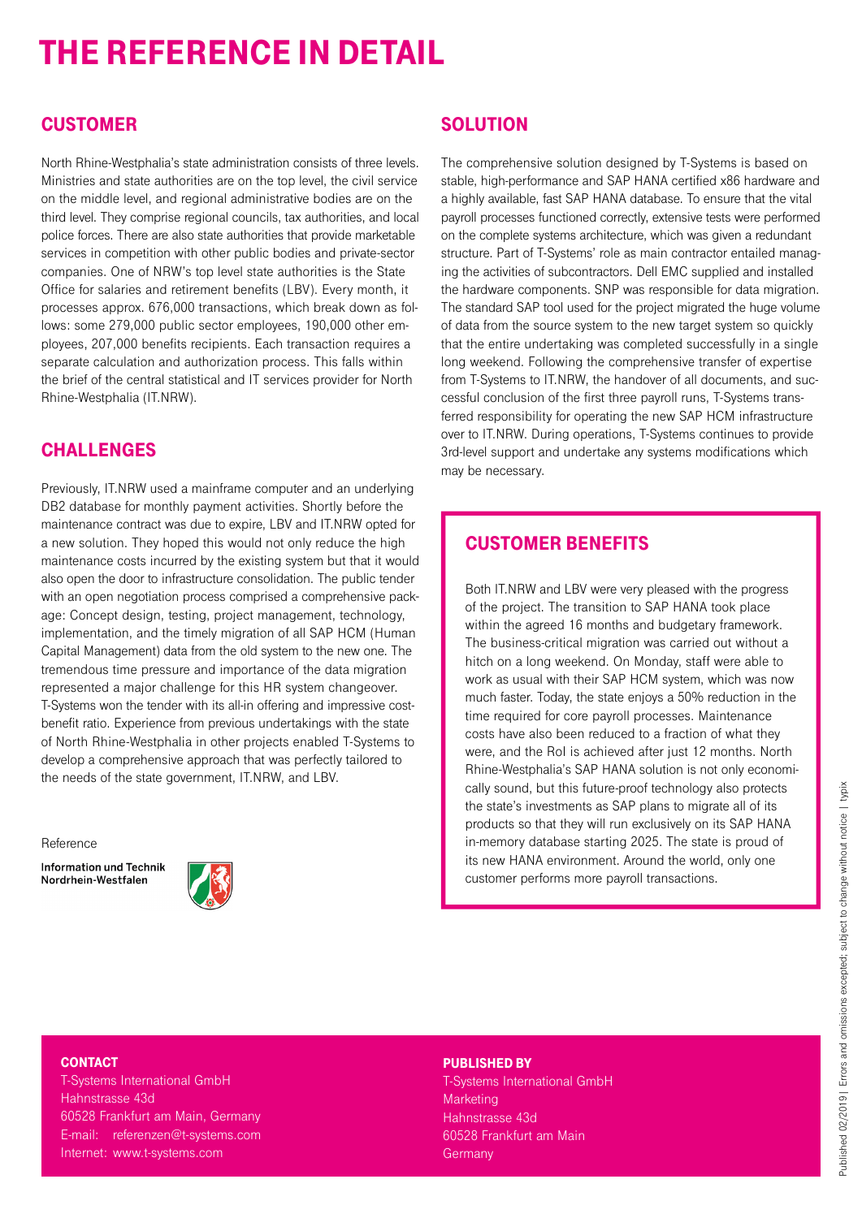# THE REFERENCE IN DETAIL

## CUSTOMER

North Rhine-Westphalia's state administration consists of three levels. Ministries and state authorities are on the top level, the civil service on the middle level, and regional administrative bodies are on the third level. They comprise regional councils, tax authorities, and local police forces. There are also state authorities that provide marketable services in competition with other public bodies and private-sector companies. One of NRW's top level state authorities is the State Office for salaries and retirement benefits (LBV). Every month, it processes approx. 676,000 transactions, which break down as follows: some 279,000 public sector employees, 190,000 other employees, 207,000 benefits recipients. Each transaction requires a separate calculation and authorization process. This falls within the brief of the central statistical and IT services provider for North Rhine-Westphalia (IT.NRW).

## CHALLENGES

Previously, IT.NRW used a mainframe computer and an underlying DB2 database for monthly payment activities. Shortly before the maintenance contract was due to expire, LBV and IT.NRW opted for a new solution. They hoped this would not only reduce the high maintenance costs incurred by the existing system but that it would also open the door to infrastructure consolidation. The public tender with an open negotiation process comprised a comprehensive package: Concept design, testing, project management, technology, implementation, and the timely migration of all SAP HCM (Human Capital Management) data from the old system to the new one. The tremendous time pressure and importance of the data migration represented a major challenge for this HR system changeover. T-Systems won the tender with its all-in offering and impressive cost-benefit ratio. Experience from previous undertakings with the state of North Rhine-Westphalia in other projects enabled T-Systems to develop a comprehensive approach that was perfectly tailored to the needs of the state government, IT.NRW, and LBV.

Reference

Information und Technik
Nordrhein-Westfalen

## SOLUTION

The comprehensive solution designed by T-Systems is based on stable, high-performance and SAP HANA certified x86 hardware and a highly available, fast SAP HANA database. To ensure that the vital payroll processes functioned correctly, extensive tests were performed on the complete systems architecture, which was given a redundant structure. Part of T-Systems' role as main contractor entailed managing the activities of subcontractors. Dell EMC supplied and installed the hardware components. SNP was responsible for data migration. The standard SAP tool used for the project migrated the huge volume of data from the source system to the new target system so quickly that the entire undertaking was completed successfully in a single long weekend. Following the comprehensive transfer of expertise from T-Systems to IT.NRW, the handover of all documents, and successful conclusion of the first three payroll runs, T-Systems transferred responsibility for operating the new SAP HCM infrastructure over to IT.NRW. During operations, T-Systems continues to provide 3rd-level support and undertake any systems modifications which may be necessary.

## CUSTOMER BENEFITS

Both IT.NRW and LBV were very pleased with the progress of the project. The transition to SAP HANA took place within the agreed 16 months and budgetary framework. The business-critical migration was carried out without a hitch on a long weekend. On Monday, staff were able to work as usual with their SAP HCM system, which was now much faster. Today, the state enjoys a 50% reduction in the time required for core payroll processes. Maintenance costs have also been reduced to a fraction of what they were, and the RoI is achieved after just 12 months. North Rhine-Westphalia's SAP HANA solution is not only economically sound, but this future-proof technology also protects the state's investments as SAP plans to migrate all of its products so that they will run exclusively on its SAP HANA in-memory database starting 2025. The state is proud of its new HANA environment. Around the world, only one customer performs more payroll transactions.

**CONTACT**
T-Systems International GmbH
Hahnstrasse 43d
60528 Frankfurt am Main, Germany
E-mail: referenzen@t-systems.com
Internet: www.t-systems.com

**PUBLISHED BY**
T-Systems International GmbH
Marketing
Hahnstrasse 43d
60528 Frankfurt am Main
Germany

Published 02/2019 | Errors and omissions excepted; subject to change without notice | typix